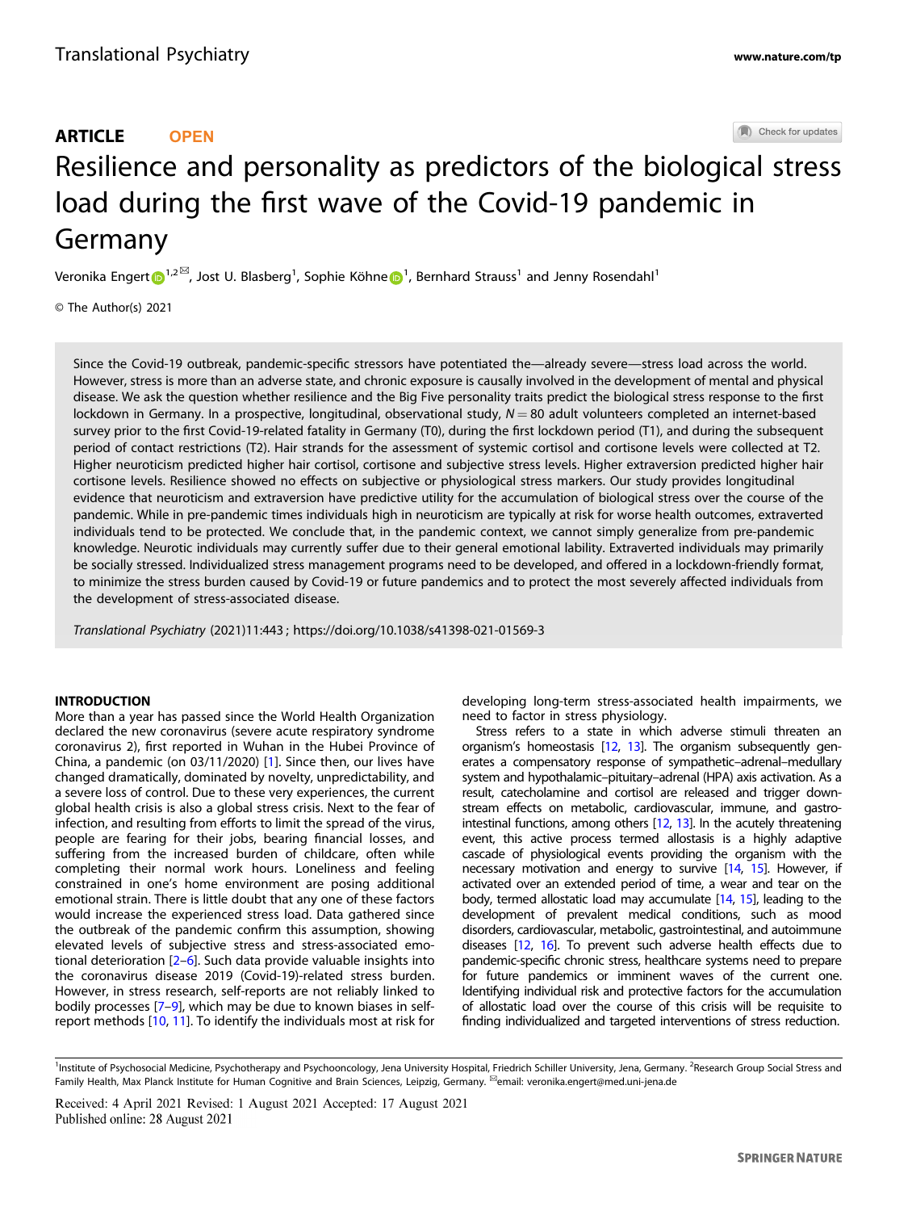ARTICLE OPEN

# Resilience and personality as predictors of the biological stress load during the first wave of the Covid-19 pandemic in Germany

Veronika Engert[1,2], Jost U. Blasberg[1], Sophie Köhne[1], Bernhard Strauss[1] and Jenny Rosendahl[1]

© The Author(s) 2021

Since the Covid-19 outbreak, pandemic-specific stressors have potentiated the—already severe—stress load across the world. However, stress is more than an adverse state, and chronic exposure is causally involved in the development of mental and physical disease. We ask the question whether resilience and the Big Five personality traits predict the biological stress response to the first lockdown in Germany. In a prospective, longitudinal, observational study, $N = 80$ adult volunteers completed an internet-based survey prior to the first Covid-19-related fatality in Germany (T0), during the first lockdown period (T1), and during the subsequent period of contact restrictions (T2). Hair strands for the assessment of systemic cortisol and cortisone levels were collected at T2. Higher neuroticism predicted higher hair cortisol, cortisone and subjective stress levels. Higher extraversion predicted higher hair cortisone levels. Resilience showed no effects on subjective or physiological stress markers. Our study provides longitudinal evidence that neuroticism and extraversion have predictive utility for the accumulation of biological stress over the course of the pandemic. While in pre-pandemic times individuals high in neuroticism are typically at risk for worse health outcomes, extraverted individuals tend to be protected. We conclude that, in the pandemic context, we cannot simply generalize from pre-pandemic knowledge. Neurotic individuals may currently suffer due to their general emotional lability. Extraverted individuals may primarily be socially stressed. Individualized stress management programs need to be developed, and offered in a lockdown-friendly format, to minimize the stress burden caused by Covid-19 or future pandemics and to protect the most severely affected individuals from the development of stress-associated disease.

*Translational Psychiatry* (2021)11:443 ; https://doi.org/10.1038/s41398-021-01569-3

## INTRODUCTION

More than a year has passed since the World Health Organization declared the new coronavirus (severe acute respiratory syndrome coronavirus 2), first reported in Wuhan in the Hubei Province of China, a pandemic (on 03/11/2020) [1]. Since then, our lives have changed dramatically, dominated by novelty, unpredictability, and a severe loss of control. Due to these very experiences, the current global health crisis is also a global stress crisis. Next to the fear of infection, and resulting from efforts to limit the spread of the virus, people are fearing for their jobs, bearing financial losses, and suffering from the increased burden of childcare, often while completing their normal work hours. Loneliness and feeling constrained in one's home environment are posing additional emotional strain. There is little doubt that any one of these factors would increase the experienced stress load. Data gathered since the outbreak of the pandemic confirm this assumption, showing elevated levels of subjective stress and stress-associated emotional deterioration [2–6]. Such data provide valuable insights into the coronavirus disease 2019 (Covid-19)-related stress burden. However, in stress research, self-reports are not reliably linked to bodily processes [7–9], which may be due to known biases in self-report methods [10, 11]. To identify the individuals most at risk for developing long-term stress-associated health impairments, we need to factor in stress physiology.

Stress refers to a state in which adverse stimuli threaten an organism's homeostasis [12, 13]. The organism subsequently generates a compensatory response of sympathetic–adrenal–medullary system and hypothalamic–pituitary–adrenal (HPA) axis activation. As a result, catecholamine and cortisol are released and trigger downstream effects on metabolic, cardiovascular, immune, and gastrointestinal functions, among others [12, 13]. In the acutely threatening event, this active process termed allostasis is a highly adaptive cascade of physiological events providing the organism with the necessary motivation and energy to survive [14, 15]. However, if activated over an extended period of time, a wear and tear on the body, termed allostatic load may accumulate [14, 15], leading to the development of prevalent medical conditions, such as mood disorders, cardiovascular, metabolic, gastrointestinal, and autoimmune diseases [12, 16]. To prevent such adverse health effects due to pandemic-specific chronic stress, healthcare systems need to prepare for future pandemics or imminent waves of the current one. Identifying individual risk and protective factors for the accumulation of allostatic load over the course of this crisis will be requisite to finding individualized and targeted interventions of stress reduction.

[1]Institute of Psychosocial Medicine, Psychotherapy and Psychooncology, Jena University Hospital, Friedrich Schiller University, Jena, Germany. [2]Research Group Social Stress and Family Health, Max Planck Institute for Human Cognitive and Brain Sciences, Leipzig, Germany. ✉email: veronika.engert@med.uni-jena.de

Received: 4 April 2021 Revised: 1 August 2021 Accepted: 17 August 2021
Published online: 28 August 2021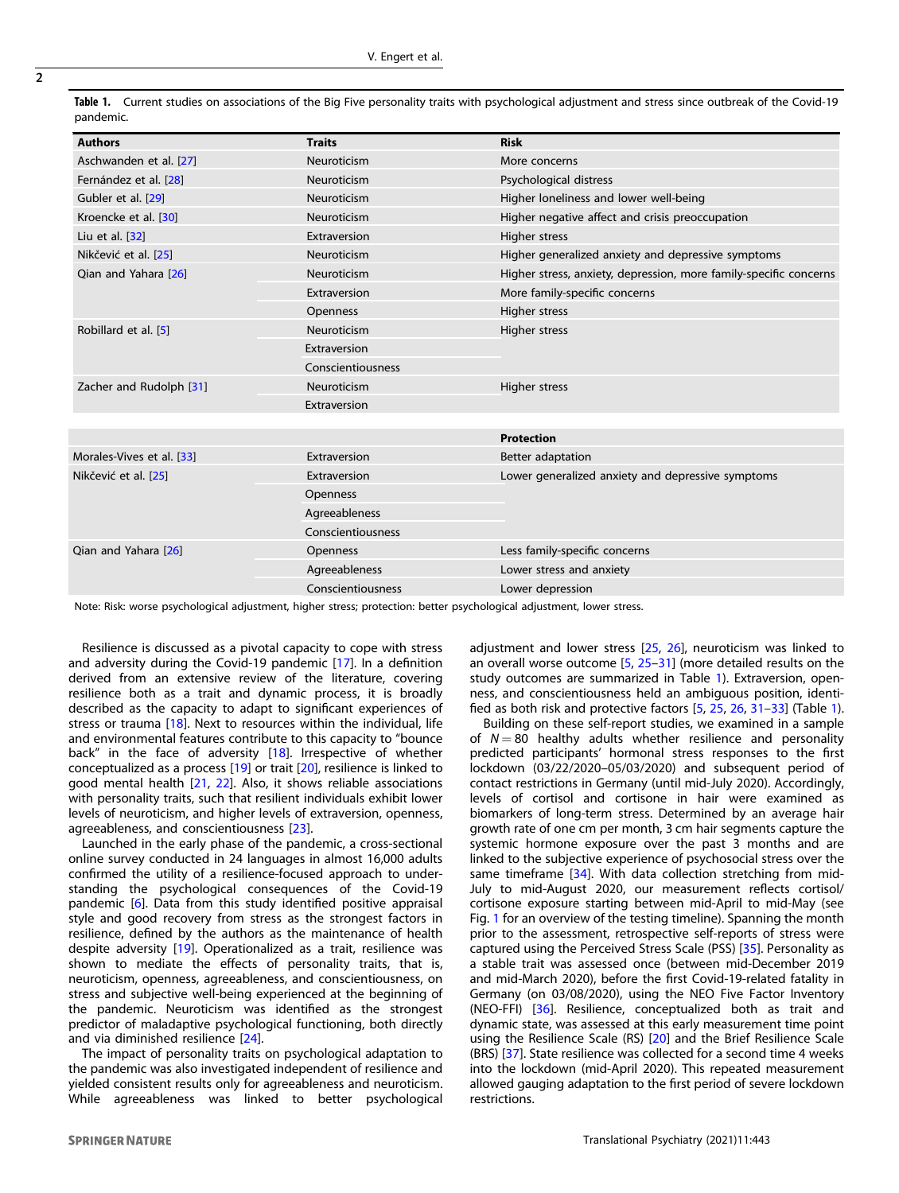**Table 1.** Current studies on associations of the Big Five personality traits with psychological adjustment and stress since outbreak of the Covid-19 pandemic.

| Authors | Traits | Risk |
|---|---|---|
| Aschwanden et al. [27] | Neuroticism | More concerns |
| Fernández et al. [28] | Neuroticism | Psychological distress |
| Gubler et al. [29] | Neuroticism | Higher loneliness and lower well-being |
| Kroencke et al. [30] | Neuroticism | Higher negative affect and crisis preoccupation |
| Liu et al. [32] | Extraversion | Higher stress |
| Nikčević et al. [25] | Neuroticism | Higher generalized anxiety and depressive symptoms |
| Qian and Yahara [26] | Neuroticism | Higher stress, anxiety, depression, more family-specific concerns |
| | Extraversion | More family-specific concerns |
| | Openness | Higher stress |
| Robillard et al. [5] | Neuroticism | Higher stress |
| | Extraversion | |
| | Conscientiousness | |
| Zacher and Rudolph [31] | Neuroticism | Higher stress |
| | Extraversion | |
| | | **Protection** |
| Morales-Vives et al. [33] | Extraversion | Better adaptation |
| Nikčević et al. [25] | Extraversion | Lower generalized anxiety and depressive symptoms |
| | Openness | |
| | Agreeableness | |
| | Conscientiousness | |
| Qian and Yahara [26] | Openness | Less family-specific concerns |
| | Agreeableness | Lower stress and anxiety |
| | Conscientiousness | Lower depression |

Note: Risk: worse psychological adjustment, higher stress; protection: better psychological adjustment, lower stress.

Resilience is discussed as a pivotal capacity to cope with stress and adversity during the Covid-19 pandemic [17]. In a definition derived from an extensive review of the literature, covering resilience both as a trait and dynamic process, it is broadly described as the capacity to adapt to significant experiences of stress or trauma [18]. Next to resources within the individual, life and environmental features contribute to this capacity to "bounce back" in the face of adversity [18]. Irrespective of whether conceptualized as a process [19] or trait [20], resilience is linked to good mental health [21, 22]. Also, it shows reliable associations with personality traits, such that resilient individuals exhibit lower levels of neuroticism, and higher levels of extraversion, openness, agreeableness, and conscientiousness [23].

Launched in the early phase of the pandemic, a cross-sectional online survey conducted in 24 languages in almost 16,000 adults confirmed the utility of a resilience-focused approach to understanding the psychological consequences of the Covid-19 pandemic [6]. Data from this study identified positive appraisal style and good recovery from stress as the strongest factors in resilience, defined by the authors as the maintenance of health despite adversity [19]. Operationalized as a trait, resilience was shown to mediate the effects of personality traits, that is, neuroticism, openness, agreeableness, and conscientiousness, on stress and subjective well-being experienced at the beginning of the pandemic. Neuroticism was identified as the strongest predictor of maladaptive psychological functioning, both directly and via diminished resilience [24].

The impact of personality traits on psychological adaptation to the pandemic was also investigated independent of resilience and yielded consistent results only for agreeableness and neuroticism. While agreeableness was linked to better psychological adjustment and lower stress [25, 26], neuroticism was linked to an overall worse outcome [5, 25–31] (more detailed results on the study outcomes are summarized in Table 1). Extraversion, openness, and conscientiousness held an ambiguous position, identified as both risk and protective factors [5, 25, 26, 31–33] (Table 1).

Building on these self-report studies, we examined in a sample of $N = 80$ healthy adults whether resilience and personality predicted participants' hormonal stress responses to the first lockdown (03/22/2020–05/03/2020) and subsequent period of contact restrictions in Germany (until mid-July 2020). Accordingly, levels of cortisol and cortisone in hair were examined as biomarkers of long-term stress. Determined by an average hair growth rate of one cm per month, 3 cm hair segments capture the systemic hormone exposure over the past 3 months and are linked to the subjective experience of psychosocial stress over the same timeframe [34]. With data collection stretching from mid-July to mid-August 2020, our measurement reflects cortisol/cortisone exposure starting between mid-April to mid-May (see Fig. 1 for an overview of the testing timeline). Spanning the month prior to the assessment, retrospective self-reports of stress were captured using the Perceived Stress Scale (PSS) [35]. Personality as a stable trait was assessed once (between mid-December 2019 and mid-March 2020), before the first Covid-19-related fatality in Germany (on 03/08/2020), using the NEO Five Factor Inventory (NEO-FFI) [36]. Resilience, conceptualized both as trait and dynamic state, was assessed at this early measurement time point using the Resilience Scale (RS) [20] and the Brief Resilience Scale (BRS) [37]. State resilience was collected for a second time 4 weeks into the lockdown (mid-April 2020). This repeated measurement allowed gauging adaptation to the first period of severe lockdown restrictions.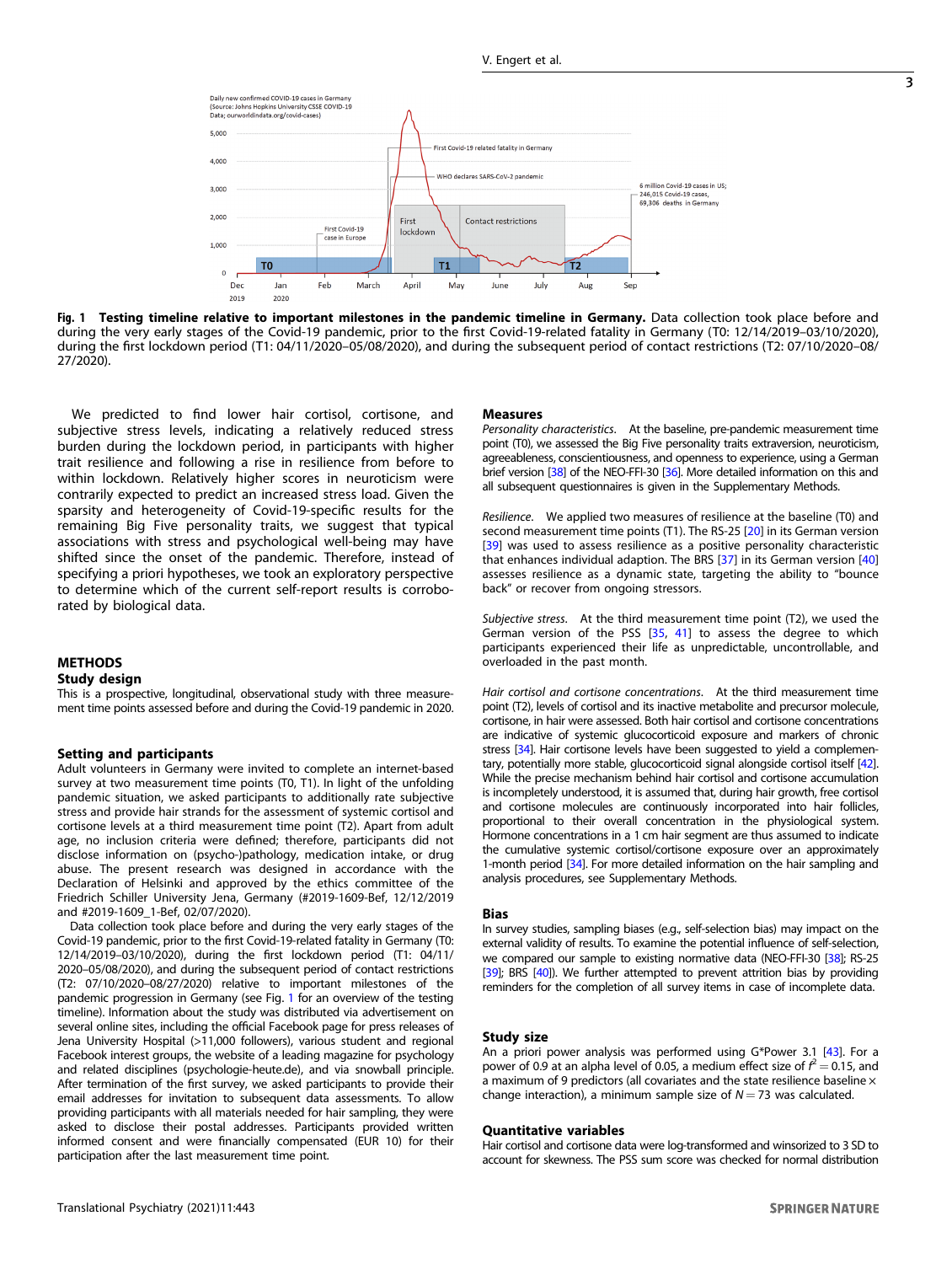Fig. 1 **Testing timeline relative to important milestones in the pandemic timeline in Germany.** Data collection took place before and during the very early stages of the Covid-19 pandemic, prior to the first Covid-19-related fatality in Germany (T0: 12/14/2019–03/10/2020), during the first lockdown period (T1: 04/11/2020–05/08/2020), and during the subsequent period of contact restrictions (T2: 07/10/2020–08/27/2020).

We predicted to find lower hair cortisol, cortisone, and subjective stress levels, indicating a relatively reduced stress burden during the lockdown period, in participants with higher trait resilience and following a rise in resilience from before to within lockdown. Relatively higher scores in neuroticism were contrarily expected to predict an increased stress load. Given the sparsity and heterogeneity of Covid-19-specific results for the remaining Big Five personality traits, we suggest that typical associations with stress and psychological well-being may have shifted since the onset of the pandemic. Therefore, instead of specifying a priori hypotheses, we took an exploratory perspective to determine which of the current self-report results is corroborated by biological data.

## METHODS

### Study design

This is a prospective, longitudinal, observational study with three measurement time points assessed before and during the Covid-19 pandemic in 2020.

### Setting and participants

Adult volunteers in Germany were invited to complete an internet-based survey at two measurement time points (T0, T1). In light of the unfolding pandemic situation, we asked participants to additionally rate subjective stress and provide hair strands for the assessment of systemic cortisol and cortisone levels at a third measurement time point (T2). Apart from adult age, no inclusion criteria were defined; therefore, participants did not disclose information on (psycho-)pathology, medication intake, or drug abuse. The present research was designed in accordance with the Declaration of Helsinki and approved by the ethics committee of the Friedrich Schiller University Jena, Germany (#2019-1609-Bef, 12/12/2019 and #2019-1609_1-Bef, 02/07/2020).

Data collection took place before and during the very early stages of the Covid-19 pandemic, prior to the first Covid-19-related fatality in Germany (T0: 12/14/2019–03/10/2020), during the first lockdown period (T1: 04/11/2020–05/08/2020), and during the subsequent period of contact restrictions (T2: 07/10/2020–08/27/2020) relative to important milestones of the pandemic progression in Germany (see Fig. 1 for an overview of the testing timeline). Information about the study was distributed via advertisement on several online sites, including the official Facebook page for press releases of Jena University Hospital (>11,000 followers), various student and regional Facebook interest groups, the website of a leading magazine for psychology and related disciplines (psychologie-heute.de), and via snowball principle. After termination of the first survey, we asked participants to provide their email addresses for invitation to subsequent data assessments. To allow providing participants with all materials needed for hair sampling, they were asked to disclose their postal addresses. Participants provided written informed consent and were financially compensated (EUR 10) for their participation after the last measurement time point.

### Measures

*Personality characteristics*. At the baseline, pre-pandemic measurement time point (T0), we assessed the Big Five personality traits extraversion, neuroticism, agreeableness, conscientiousness, and openness to experience, using a German brief version [38] of the NEO-FFI-30 [36]. More detailed information on this and all subsequent questionnaires is given in the Supplementary Methods.

*Resilience*. We applied two measures of resilience at the baseline (T0) and second measurement time points (T1). The RS-25 [20] in its German version [39] was used to assess resilience as a positive personality characteristic that enhances individual adaption. The BRS [37] in its German version [40] assesses resilience as a dynamic state, targeting the ability to "bounce back" or recover from ongoing stressors.

*Subjective stress*. At the third measurement time point (T2), we used the German version of the PSS [35, 41] to assess the degree to which participants experienced their life as unpredictable, uncontrollable, and overloaded in the past month.

*Hair cortisol and cortisone concentrations*. At the third measurement time point (T2), levels of cortisol and its inactive metabolite and precursor molecule, cortisone, in hair were assessed. Both hair cortisol and cortisone concentrations are indicative of systemic glucocorticoid exposure and markers of chronic stress [34]. Hair cortisone levels have been suggested to yield a complementary, potentially more stable, glucocorticoid signal alongside cortisol itself [42]. While the precise mechanism behind hair cortisol and cortisone accumulation is incompletely understood, it is assumed that, during hair growth, free cortisol and cortisone molecules are continuously incorporated into hair follicles, proportional to their overall concentration in the physiological system. Hormone concentrations in a 1 cm hair segment are thus assumed to indicate the cumulative systemic cortisol/cortisone exposure over an approximately 1-month period [34]. For more detailed information on the hair sampling and analysis procedures, see Supplementary Methods.

### Bias

In survey studies, sampling biases (e.g., self-selection bias) may impact on the external validity of results. To examine the potential influence of self-selection, we compared our sample to existing normative data (NEO-FFI-30 [38]; RS-25 [39]; BRS [40]). We further attempted to prevent attrition bias by providing reminders for the completion of all survey items in case of incomplete data.

### Study size

An a priori power analysis was performed using G*Power 3.1 [43]. For a power of 0.9 at an alpha level of 0.05, a medium effect size of $f^2 = 0.15$, and a maximum of 9 predictors (all covariates and the state resilience baseline × change interaction), a minimum sample size of $N = 73$ was calculated.

### Quantitative variables

Hair cortisol and cortisone data were log-transformed and winsorized to 3 SD to account for skewness. The PSS sum score was checked for normal distribution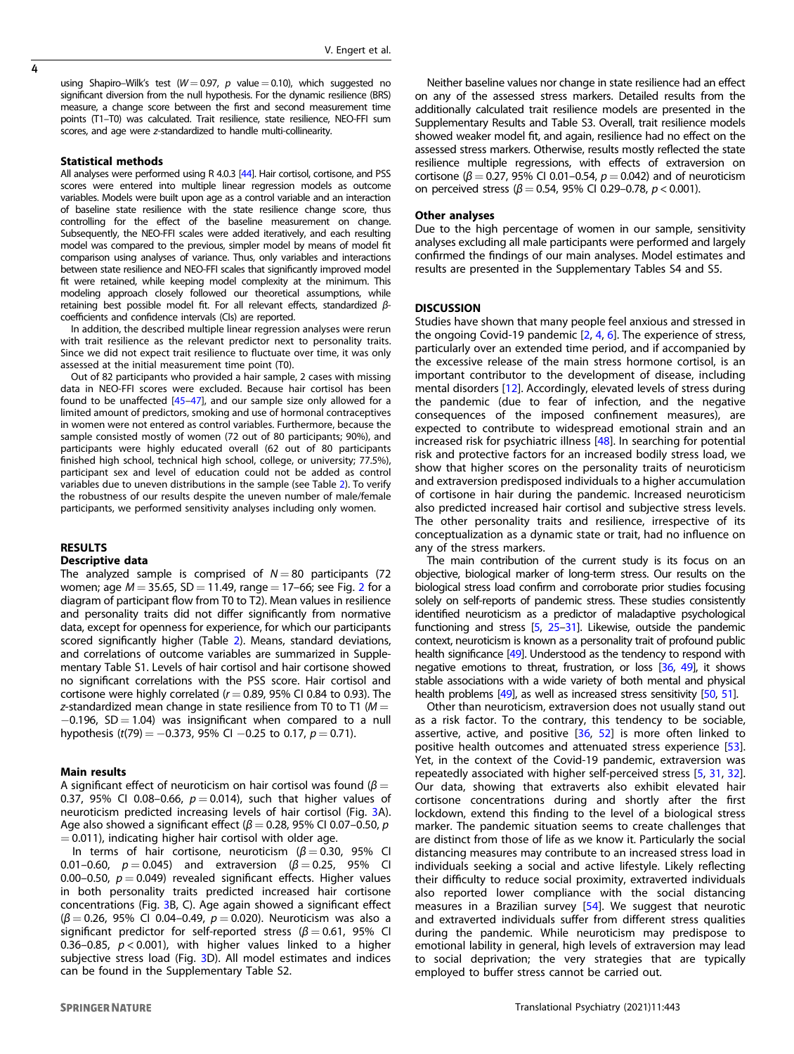using Shapiro–Wilk's test ($W = 0.97$, $p$ value $= 0.10$), which suggested no significant diversion from the null hypothesis. For the dynamic resilience (BRS) measure, a change score between the first and second measurement time points (T1–T0) was calculated. Trait resilience, state resilience, NEO-FFI sum scores, and age were $z$-standardized to handle multi-collinearity.

### Statistical methods

All analyses were performed using R 4.0.3 [44]. Hair cortisol, cortisone, and PSS scores were entered into multiple linear regression models as outcome variables. Models were built upon age as a control variable and an interaction of baseline state resilience with the state resilience change score, thus controlling for the effect of the baseline measurement on change. Subsequently, the NEO-FFI scales were added iteratively, and each resulting model was compared to the previous, simpler model by means of model fit comparison using analyses of variance. Thus, only variables and interactions between state resilience and NEO-FFI scales that significantly improved model fit were retained, while keeping model complexity at the minimum. This modeling approach closely followed our theoretical assumptions, while retaining best possible model fit. For all relevant effects, standardized $\beta$-coefficients and confidence intervals (CIs) are reported.

In addition, the described multiple linear regression analyses were rerun with trait resilience as the relevant predictor next to personality traits. Since we did not expect trait resilience to fluctuate over time, it was only assessed at the initial measurement time point (T0).

Out of 82 participants who provided a hair sample, 2 cases with missing data in NEO-FFI scores were excluded. Because hair cortisol has been found to be unaffected [45–47], and our sample size only allowed for a limited amount of predictors, smoking and use of hormonal contraceptives in women were not entered as control variables. Furthermore, because the sample consisted mostly of women (72 out of 80 participants; 90%), and participants were highly educated overall (62 out of 80 participants finished high school, technical high school, college, or university; 77.5%), participant sex and level of education could not be added as control variables due to uneven distributions in the sample (see Table 2). To verify the robustness of our results despite the uneven number of male/female participants, we performed sensitivity analyses including only women.

## RESULTS

### Descriptive data

The analyzed sample is comprised of $N = 80$ participants (72 women; age $M = 35.65$, $SD = 11.49$, range $= 17–66$; see Fig. 2 for a diagram of participant flow from T0 to T2). Mean values in resilience and personality traits did not differ significantly from normative data, except for openness for experience, for which our participants scored significantly higher (Table 2). Means, standard deviations, and correlations of outcome variables are summarized in Supplementary Table S1. Levels of hair cortisol and hair cortisone showed no significant correlations with the PSS score. Hair cortisol and cortisone were highly correlated ($r = 0.89$, 95% CI 0.84 to 0.93). The $z$-standardized mean change in state resilience from T0 to T1 ($M = -0.196$, $SD = 1.04$) was insignificant when compared to a null hypothesis ($t(79) = -0.373$, 95% CI $-0.25$ to 0.17, $p = 0.71$).

### Main results

A significant effect of neuroticism on hair cortisol was found ($\beta = 0.37$, 95% CI 0.08–0.66, $p = 0.014$), such that higher values of neuroticism predicted increasing levels of hair cortisol (Fig. 3A). Age also showed a significant effect ($\beta = 0.28$, 95% CI 0.07–0.50, $p = 0.011$), indicating higher hair cortisol with older age.

In terms of hair cortisone, neuroticism ($\beta = 0.30$, 95% CI 0.01–0.60, $p = 0.045$) and extraversion ($\beta = 0.25$, 95% CI 0.00–0.50, $p = 0.049$) revealed significant effects. Higher values in both personality traits predicted increased hair cortisone concentrations (Fig. 3B, C). Age again showed a significant effect ($\beta = 0.26$, 95% CI 0.04–0.49, $p = 0.020$). Neuroticism was also a significant predictor for self-reported stress ($\beta = 0.61$, 95% CI 0.36–0.85, $p < 0.001$), with higher values linked to a higher subjective stress load (Fig. 3D). All model estimates and indices can be found in the Supplementary Table S2.

Neither baseline values nor change in state resilience had an effect on any of the assessed stress markers. Detailed results from the additionally calculated trait resilience models are presented in the Supplementary Results and Table S3. Overall, trait resilience models showed weaker model fit, and again, resilience had no effect on the assessed stress markers. Otherwise, results mostly reflected the state resilience multiple regressions, with effects of extraversion on cortisone ($\beta = 0.27$, 95% CI 0.01–0.54, $p = 0.042$) and of neuroticism on perceived stress ($\beta = 0.54$, 95% CI 0.29–0.78, $p < 0.001$).

### Other analyses

Due to the high percentage of women in our sample, sensitivity analyses excluding all male participants were performed and largely confirmed the findings of our main analyses. Model estimates and results are presented in the Supplementary Tables S4 and S5.

## DISCUSSION

Studies have shown that many people feel anxious and stressed in the ongoing Covid-19 pandemic [2, 4, 6]. The experience of stress, particularly over an extended time period, and if accompanied by the excessive release of the main stress hormone cortisol, is an important contributor to the development of disease, including mental disorders [12]. Accordingly, elevated levels of stress during the pandemic (due to fear of infection, and the negative consequences of the imposed confinement measures), are expected to contribute to widespread emotional strain and an increased risk for psychiatric illness [48]. In searching for potential risk and protective factors for an increased bodily stress load, we show that higher scores on the personality traits of neuroticism and extraversion predisposed individuals to a higher accumulation of cortisone in hair during the pandemic. Increased neuroticism also predicted increased hair cortisol and subjective stress levels. The other personality traits and resilience, irrespective of its conceptualization as a dynamic state or trait, had no influence on any of the stress markers.

The main contribution of the current study is its focus on an objective, biological marker of long-term stress. Our results on the biological stress load confirm and corroborate prior studies focusing solely on self-reports of pandemic stress. These studies consistently identified neuroticism as a predictor of maladaptive psychological functioning and stress [5, 25–31]. Likewise, outside the pandemic context, neuroticism is known as a personality trait of profound public health significance [49]. Understood as the tendency to respond with negative emotions to threat, frustration, or loss [36, 49], it shows stable associations with a wide variety of both mental and physical health problems [49], as well as increased stress sensitivity [50, 51].

Other than neuroticism, extraversion does not usually stand out as a risk factor. To the contrary, this tendency to be sociable, assertive, active, and positive [36, 52] is more often linked to positive health outcomes and attenuated stress experience [53]. Yet, in the context of the Covid-19 pandemic, extraversion was repeatedly associated with higher self-perceived stress [5, 31, 32]. Our data, showing that extraverts also exhibit elevated hair cortisone concentrations during and shortly after the first lockdown, extend this finding to the level of a biological stress marker. The pandemic situation seems to create challenges that are distinct from those of life as we know it. Particularly the social distancing measures may contribute to an increased stress load in individuals seeking a social and active lifestyle. Likely reflecting their difficulty to reduce social proximity, extraverted individuals also reported lower compliance with the social distancing measures in a Brazilian survey [54]. We suggest that neurotic and extraverted individuals suffer from different stress qualities during the pandemic. While neuroticism may predispose to emotional lability in general, high levels of extraversion may lead to social deprivation; the very strategies that are typically employed to buffer stress cannot be carried out.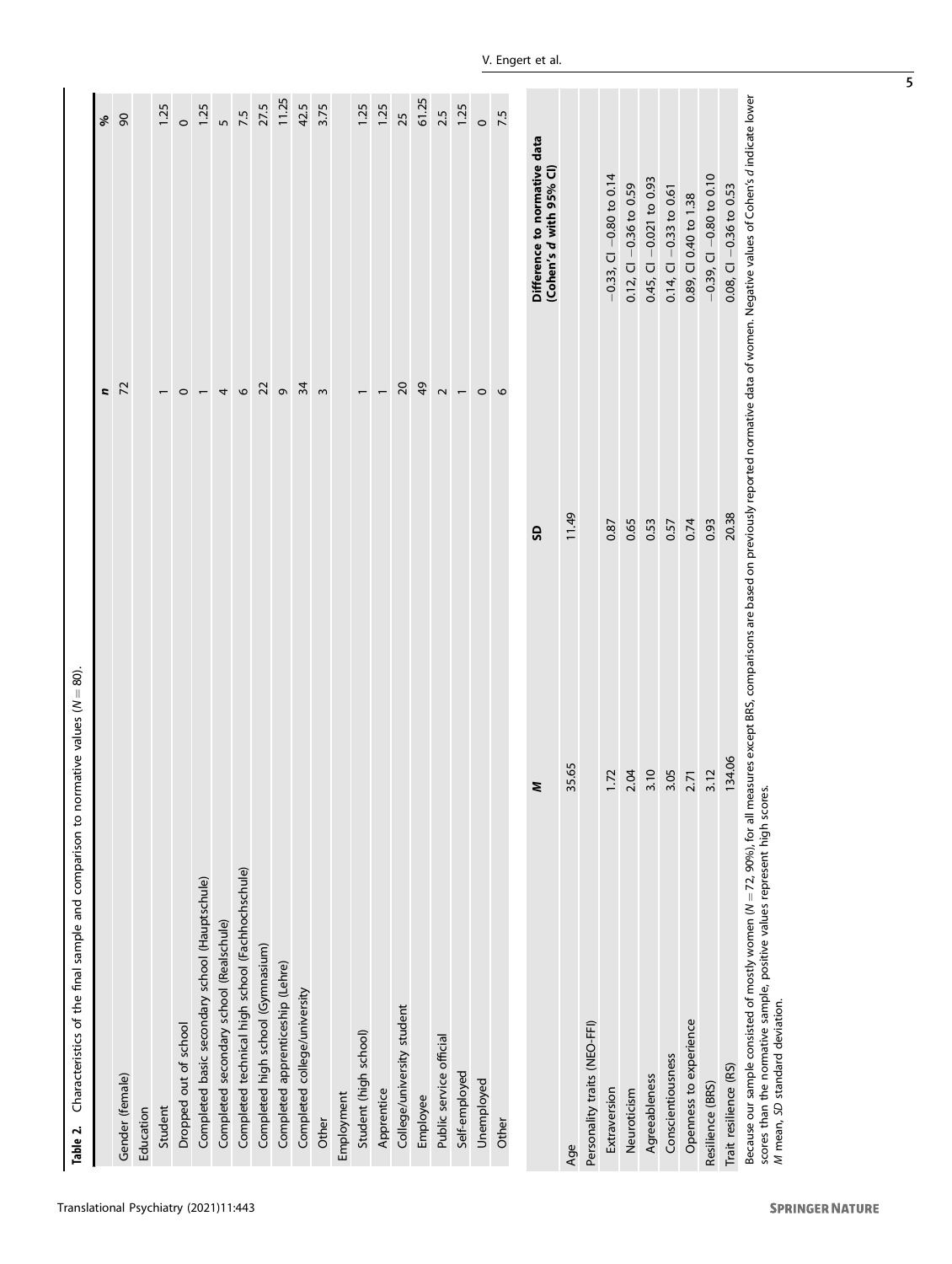**Table 2.** Characteristics of the final sample and comparison to normative values ($N = 80$).

| | *n* | % |
|---|---|---|
| Gender (female) | 72 | 90 |
| Education | | |
| Student | 1 | 1.25 |
| Dropped out of school | 0 | 0 |
| Completed basic secondary school (Hauptschule) | 1 | 1.25 |
| Completed secondary school (Realschule) | 4 | 5 |
| Completed technical high school (Fachhochschule) | 6 | 7.5 |
| Completed high school (Gymnasium) | 22 | 27.5 |
| Completed apprenticeship (Lehre) | 9 | 11.25 |
| Completed college/university | 34 | 42.5 |
| Other | 3 | 3.75 |
| Employment | | |
| Student (high school) | 1 | 1.25 |
| Apprentice | 1 | 1.25 |
| College/university student | 20 | 25 |
| Employee | 49 | 61.25 |
| Public service official | 2 | 2.5 |
| Self-employed | 1 | 1.25 |
| Unemployed | 0 | 0 |
| Other | 6 | 7.5 |

| | *M* | *SD* | Difference to normative data (Cohen's *d* with 95% CI) |
|---|---|---|---|
| Age | 35.65 | 11.49 | |
| Personality traits (NEO-FFI) | | | |
| Extraversion | 1.72 | 0.87 | −0.33, CI −0.80 to 0.14 |
| Neuroticism | 2.04 | 0.65 | 0.12, CI −0.36 to 0.59 |
| Agreeableness | 3.10 | 0.53 | 0.45, CI −0.021 to 0.93 |
| Conscientiousness | 3.05 | 0.57 | 0.14, CI −0.33 to 0.61 |
| Openness to experience | 2.71 | 0.74 | 0.89, CI 0.40 to 1.38 |
| Resilience (BRS) | 3.12 | 0.93 | −0.39, CI −0.80 to 0.10 |
| Trait resilience (RS) | 134.06 | 20.38 | 0.08, CI −0.36 to 0.53 |

Because our sample consisted of mostly women ($N = 72$, 90%), for all measures except BRS, comparisons are based on previously reported normative data of women. Negative values of Cohen's *d* indicate lower scores than the normative sample, positive values represent high scores.
*M* mean, *SD* standard deviation.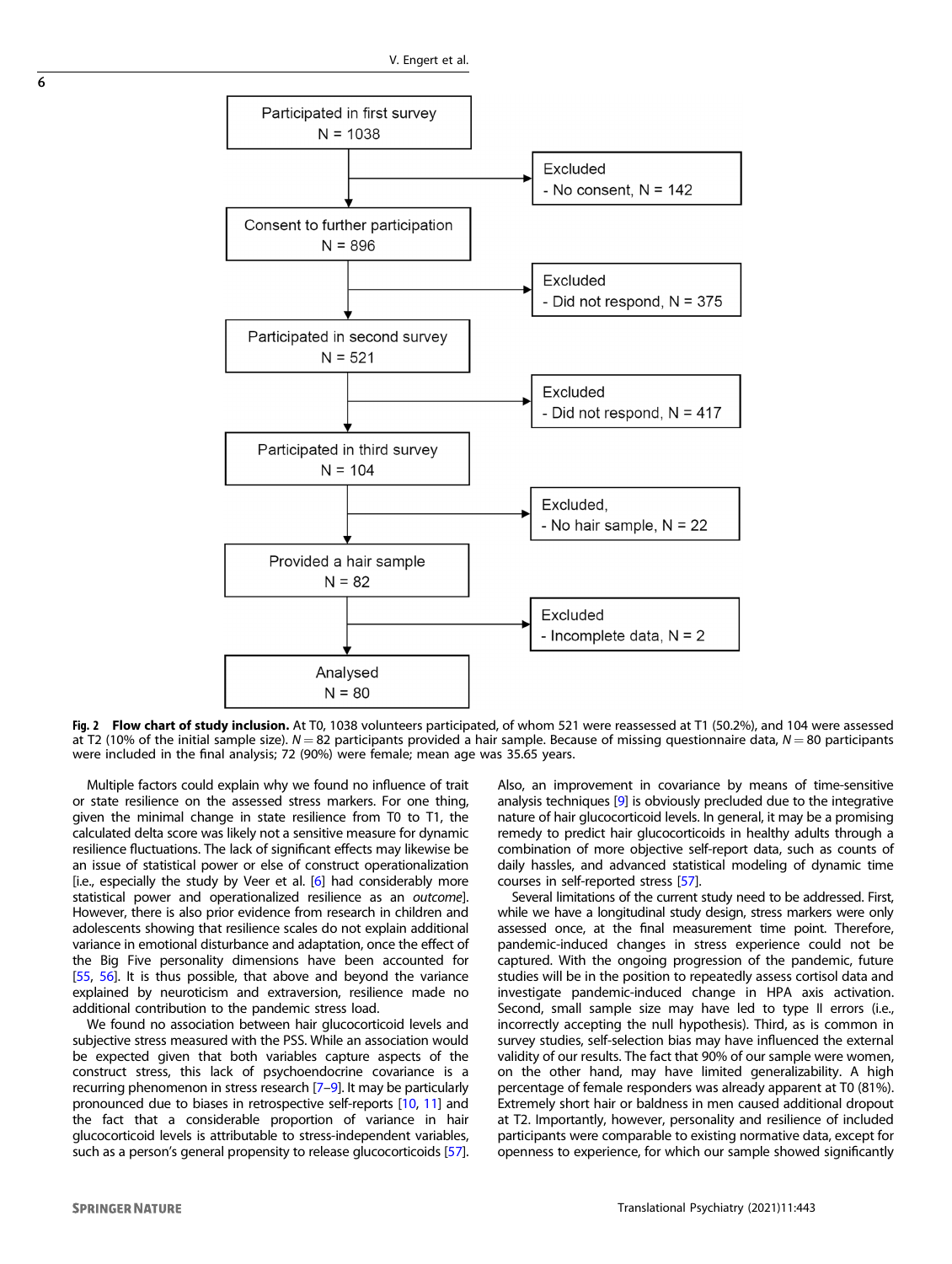Participated in first survey
N = 1038

Excluded
- No consent, N = 142

Consent to further participation
N = 896

Excluded
- Did not respond, N = 375

Participated in second survey
N = 521

Excluded
- Did not respond, N = 417

Participated in third survey
N = 104

Excluded,
- No hair sample, N = 22

Provided a hair sample
N = 82

Excluded
- Incomplete data, N = 2

Analysed
N = 80

**Fig. 2 Flow chart of study inclusion.** At T0, 1038 volunteers participated, of whom 521 were reassessed at T1 (50.2%), and 104 were assessed at T2 (10% of the initial sample size). $N = 82$ participants provided a hair sample. Because of missing questionnaire data, $N = 80$ participants were included in the final analysis; 72 (90%) were female; mean age was 35.65 years.

Multiple factors could explain why we found no influence of trait or state resilience on the assessed stress markers. For one thing, given the minimal change in state resilience from T0 to T1, the calculated delta score was likely not a sensitive measure for dynamic resilience fluctuations. The lack of significant effects may likewise be an issue of statistical power or else of construct operationalization [i.e., especially the study by Veer et al. [6] had considerably more statistical power and operationalized resilience as an *outcome*]. However, there is also prior evidence from research in children and adolescents showing that resilience scales do not explain additional variance in emotional disturbance and adaptation, once the effect of the Big Five personality dimensions have been accounted for [55, 56]. It is thus possible, that above and beyond the variance explained by neuroticism and extraversion, resilience made no additional contribution to the pandemic stress load.

We found no association between hair glucocorticoid levels and subjective stress measured with the PSS. While an association would be expected given that both variables capture aspects of the construct stress, this lack of psychoendocrine covariance is a recurring phenomenon in stress research [7–9]. It may be particularly pronounced due to biases in retrospective self-reports [10, 11] and the fact that a considerable proportion of variance in hair glucocorticoid levels is attributable to stress-independent variables, such as a person's general propensity to release glucocorticoids [57]. Also, an improvement in covariance by means of time-sensitive analysis techniques [9] is obviously precluded due to the integrative nature of hair glucocorticoid levels. In general, it may be a promising remedy to predict hair glucocorticoids in healthy adults through a combination of more objective self-report data, such as counts of daily hassles, and advanced statistical modeling of dynamic time courses in self-reported stress [57].

Several limitations of the current study need to be addressed. First, while we have a longitudinal study design, stress markers were only assessed once, at the final measurement time point. Therefore, pandemic-induced changes in stress experience could not be captured. With the ongoing progression of the pandemic, future studies will be in the position to repeatedly assess cortisol data and investigate pandemic-induced change in HPA axis activation. Second, small sample size may have led to type II errors (i.e., incorrectly accepting the null hypothesis). Third, as is common in survey studies, self-selection bias may have influenced the external validity of our results. The fact that 90% of our sample were women, on the other hand, may have limited generalizability. A high percentage of female responders was already apparent at T0 (81%). Extremely short hair or baldness in men caused additional dropout at T2. Importantly, however, personality and resilience of included participants were comparable to existing normative data, except for openness to experience, for which our sample showed significantly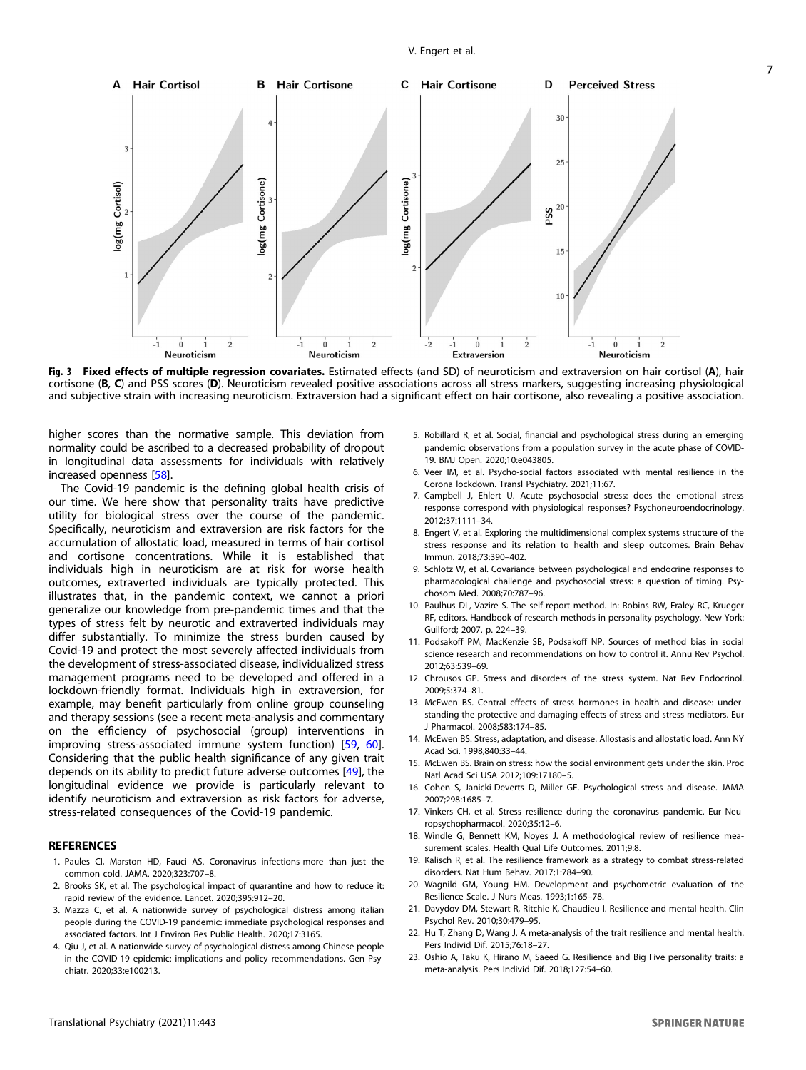**Fig. 3 Fixed effects of multiple regression covariates.** Estimated effects (and SD) of neuroticism and extraversion on hair cortisol (**A**), hair cortisone (**B**, **C**) and PSS scores (**D**). Neuroticism revealed positive associations across all stress markers, suggesting increasing physiological and subjective strain with increasing neuroticism. Extraversion had a significant effect on hair cortisone, also revealing a positive association.

higher scores than the normative sample. This deviation from normality could be ascribed to a decreased probability of dropout in longitudinal data assessments for individuals with relatively increased openness [58].

The Covid-19 pandemic is the defining global health crisis of our time. We here show that personality traits have predictive utility for biological stress over the course of the pandemic. Specifically, neuroticism and extraversion are risk factors for the accumulation of allostatic load, measured in terms of hair cortisol and cortisone concentrations. While it is established that individuals high in neuroticism are at risk for worse health outcomes, extraverted individuals are typically protected. This illustrates that, in the pandemic context, we cannot a priori generalize our knowledge from pre-pandemic times and that the types of stress felt by neurotic and extraverted individuals may differ substantially. To minimize the stress burden caused by Covid-19 and protect the most severely affected individuals from the development of stress-associated disease, individualized stress management programs need to be developed and offered in a lockdown-friendly format. Individuals high in extraversion, for example, may benefit particularly from online group counseling and therapy sessions (see a recent meta-analysis and commentary on the efficiency of psychosocial (group) interventions in improving stress-associated immune system function) [59, 60]. Considering that the public health significance of any given trait depends on its ability to predict future adverse outcomes [49], the longitudinal evidence we provide is particularly relevant to identify neuroticism and extraversion as risk factors for adverse, stress-related consequences of the Covid-19 pandemic.

## REFERENCES

1. Paules CI, Marston HD, Fauci AS. Coronavirus infections-more than just the common cold. JAMA. 2020;323:707–8.
2. Brooks SK, et al. The psychological impact of quarantine and how to reduce it: rapid review of the evidence. Lancet. 2020;395:912–20.
3. Mazza C, et al. A nationwide survey of psychological distress among italian people during the COVID-19 pandemic: immediate psychological responses and associated factors. Int J Environ Res Public Health. 2020;17:3165.
4. Qiu J, et al. A nationwide survey of psychological distress among Chinese people in the COVID-19 epidemic: implications and policy recommendations. Gen Psychiatr. 2020;33:e100213.
5. Robillard R, et al. Social, financial and psychological stress during an emerging pandemic: observations from a population survey in the acute phase of COVID-19. BMJ Open. 2020;10:e043805.
6. Veer IM, et al. Psycho-social factors associated with mental resilience in the Corona lockdown. Transl Psychiatry. 2021;11:67.
7. Campbell J, Ehlert U. Acute psychosocial stress: does the emotional stress response correspond with physiological responses? Psychoneuroendocrinology. 2012;37:1111–34.
8. Engert V, et al. Exploring the multidimensional complex systems structure of the stress response and its relation to health and sleep outcomes. Brain Behav Immun. 2018;73:390–402.
9. Schlotz W, et al. Covariance between psychological and endocrine responses to pharmacological challenge and psychosocial stress: a question of timing. Psychosom Med. 2008;70:787–96.
10. Paulhus DL, Vazire S. The self-report method. In: Robins RW, Fraley RC, Krueger RF, editors. Handbook of research methods in personality psychology. New York: Guilford; 2007. p. 224–39.
11. Podsakoff PM, MacKenzie SB, Podsakoff NP. Sources of method bias in social science research and recommendations on how to control it. Annu Rev Psychol. 2012;63:539–69.
12. Chrousos GP. Stress and disorders of the stress system. Nat Rev Endocrinol. 2009;5:374–81.
13. McEwen BS. Central effects of stress hormones in health and disease: understanding the protective and damaging effects of stress and stress mediators. Eur J Pharmacol. 2008;583:174–85.
14. McEwen BS. Stress, adaptation, and disease. Allostasis and allostatic load. Ann NY Acad Sci. 1998;840:33–44.
15. McEwen BS. Brain on stress: how the social environment gets under the skin. Proc Natl Acad Sci USA 2012;109:17180–5.
16. Cohen S, Janicki-Deverts D, Miller GE. Psychological stress and disease. JAMA 2007;298:1685–7.
17. Vinkers CH, et al. Stress resilience during the coronavirus pandemic. Eur Neuropsychopharmacol. 2020;35:12–6.
18. Windle G, Bennett KM, Noyes J. A methodological review of resilience measurement scales. Health Qual Life Outcomes. 2011;9:8.
19. Kalisch R, et al. The resilience framework as a strategy to combat stress-related disorders. Nat Hum Behav. 2017;1:784–90.
20. Wagnild GM, Young HM. Development and psychometric evaluation of the Resilience Scale. J Nurs Meas. 1993;1:165–78.
21. Davydov DM, Stewart R, Ritchie K, Chaudieu I. Resilience and mental health. Clin Psychol Rev. 2010;30:479–95.
22. Hu T, Zhang D, Wang J. A meta-analysis of the trait resilience and mental health. Pers Individ Dif. 2015;76:18–27.
23. Oshio A, Taku K, Hirano M, Saeed G. Resilience and Big Five personality traits: a meta-analysis. Pers Individ Dif. 2018;127:54–60.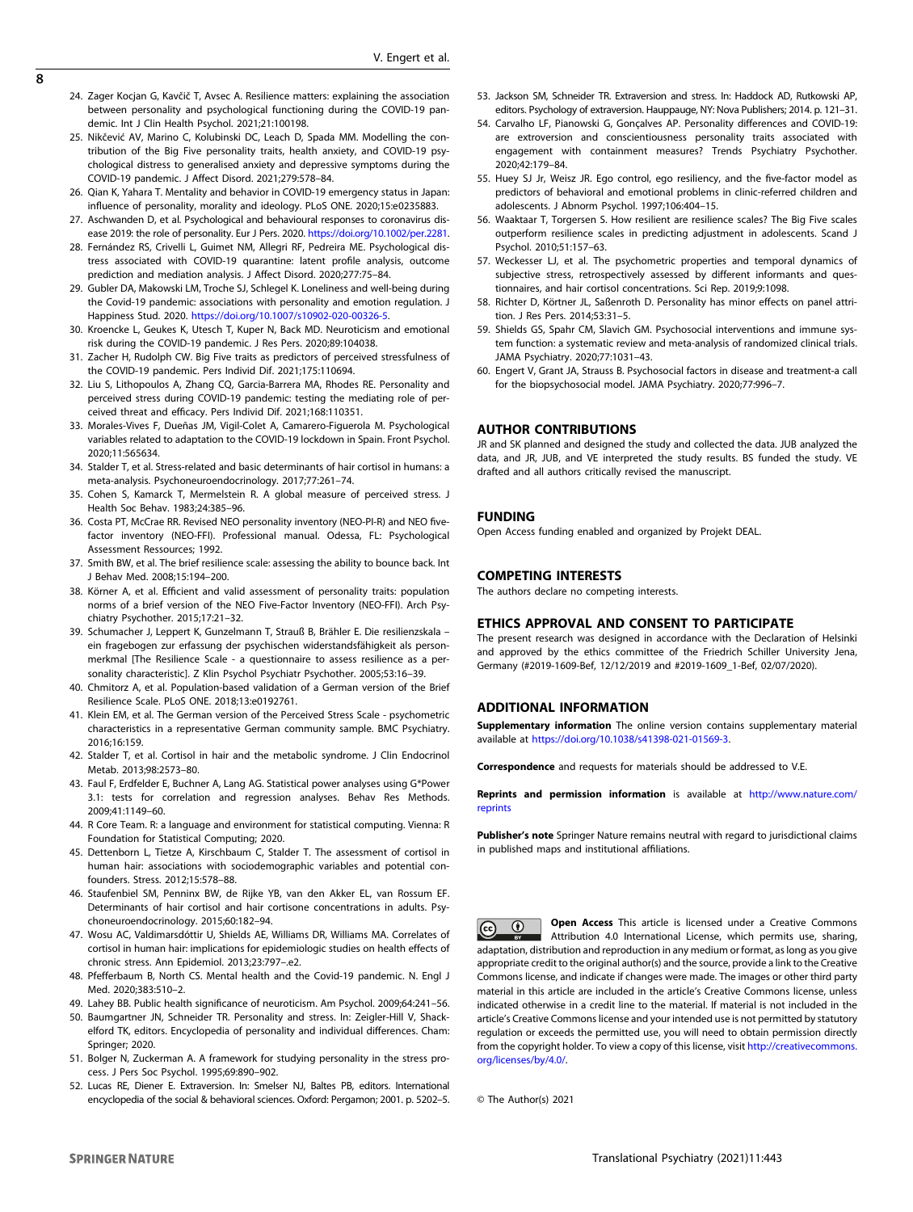24. Zager Kocjan G, Kavčič T, Avsec A. Resilience matters: explaining the association between personality and psychological functioning during the COVID-19 pandemic. Int J Clin Health Psychol. 2021;21:100198.
25. Nikčević AV, Marino C, Kolubinski DC, Leach D, Spada MM. Modelling the contribution of the Big Five personality traits, health anxiety, and COVID-19 psychological distress to generalised anxiety and depressive symptoms during the COVID-19 pandemic. J Affect Disord. 2021;279:578–84.
26. Qian K, Yahara T. Mentality and behavior in COVID-19 emergency status in Japan: influence of personality, morality and ideology. PLoS ONE. 2020;15:e0235883.
27. Aschwanden D, et al. Psychological and behavioural responses to coronavirus disease 2019: the role of personality. Eur J Pers. 2020. https://doi.org/10.1002/per.2281.
28. Fernández RS, Crivelli L, Guimet NM, Allegri RF, Pedreira ME. Psychological distress associated with COVID-19 quarantine: latent profile analysis, outcome prediction and mediation analysis. J Affect Disord. 2020;277:75–84.
29. Gubler DA, Makowski LM, Troche SJ, Schlegel K. Loneliness and well-being during the Covid-19 pandemic: associations with personality and emotion regulation. J Happiness Stud. 2020. https://doi.org/10.1007/s10902-020-00326-5.
30. Kroencke L, Geukes K, Utesch T, Kuper N, Back MD. Neuroticism and emotional risk during the COVID-19 pandemic. J Res Pers. 2020;89:104038.
31. Zacher H, Rudolph CW. Big Five traits as predictors of perceived stressfulness of the COVID-19 pandemic. Pers Individ Dif. 2021;175:110694.
32. Liu S, Lithopoulos A, Zhang CQ, Garcia-Barrera MA, Rhodes RE. Personality and perceived stress during COVID-19 pandemic: testing the mediating role of perceived threat and efficacy. Pers Individ Dif. 2021;168:110351.
33. Morales-Vives F, Dueñas JM, Vigil-Colet A, Camarero-Figuerola M. Psychological variables related to adaptation to the COVID-19 lockdown in Spain. Front Psychol. 2020;11:565634.
34. Stalder T, et al. Stress-related and basic determinants of hair cortisol in humans: a meta-analysis. Psychoneuroendocrinology. 2017;77:261–74.
35. Cohen S, Kamarck T, Mermelstein R. A global measure of perceived stress. J Health Soc Behav. 1983;24:385–96.
36. Costa PT, McCrae RR. Revised NEO personality inventory (NEO-PI-R) and NEO five-factor inventory (NEO-FFI). Professional manual. Odessa, FL: Psychological Assessment Ressources; 1992.
37. Smith BW, et al. The brief resilience scale: assessing the ability to bounce back. Int J Behav Med. 2008;15:194–200.
38. Körner A, et al. Efficient and valid assessment of personality traits: population norms of a brief version of the NEO Five-Factor Inventory (NEO-FFI). Arch Psychiatry Psychother. 2015;17:21–32.
39. Schumacher J, Leppert K, Gunzelmann T, Strauß B, Brähler E. Die resilienzskala – ein fragebogen zur erfassung der psychischen widerstandsfähigkeit als personmerkmal [The Resilience Scale - a questionnaire to assess resilience as a personality characteristic]. Z Klin Psychol Psychiatr Psychother. 2005;53:16–39.
40. Chmitorz A, et al. Population-based validation of a German version of the Brief Resilience Scale. PLoS ONE. 2018;13:e0192761.
41. Klein EM, et al. The German version of the Perceived Stress Scale - psychometric characteristics in a representative German community sample. BMC Psychiatry. 2016;16:159.
42. Stalder T, et al. Cortisol in hair and the metabolic syndrome. J Clin Endocrinol Metab. 2013;98:2573–80.
43. Faul F, Erdfelder E, Buchner A, Lang AG. Statistical power analyses using G*Power 3.1: tests for correlation and regression analyses. Behav Res Methods. 2009;41:1149–60.
44. R Core Team. R: a language and environment for statistical computing. Vienna: R Foundation for Statistical Computing; 2020.
45. Dettenborn L, Tietze A, Kirschbaum C, Stalder T. The assessment of cortisol in human hair: associations with sociodemographic variables and potential confounders. Stress. 2012;15:578–88.
46. Staufenbiel SM, Penninx BW, de Rijke YB, van den Akker EL, van Rossum EF. Determinants of hair cortisol and hair cortisone concentrations in adults. Psychoneuroendocrinology. 2015;60:182–94.
47. Wosu AC, Valdimarsdóttir U, Shields AE, Williams DR, Williams MA. Correlates of cortisol in human hair: implications for epidemiologic studies on health effects of chronic stress. Ann Epidemiol. 2013;23:797–.e2.
48. Pfefferbaum B, North CS. Mental health and the Covid-19 pandemic. N. Engl J Med. 2020;383:510–2.
49. Lahey BB. Public health significance of neuroticism. Am Psychol. 2009;64:241–56.
50. Baumgartner JN, Schneider TR. Personality and stress. In: Zeigler-Hill V, Shackelford TK, editors. Encyclopedia of personality and individual differences. Cham: Springer; 2020.
51. Bolger N, Zuckerman A. A framework for studying personality in the stress process. J Pers Soc Psychol. 1995;69:890–902.
52. Lucas RE, Diener E. Extraversion. In: Smelser NJ, Baltes PB, editors. International encyclopedia of the social & behavioral sciences. Oxford: Pergamon; 2001. p. 5202–5.
53. Jackson SM, Schneider TR. Extraversion and stress. In: Haddock AD, Rutkowski AP, editors. Psychology of extraversion. Hauppauge, NY: Nova Publishers; 2014. p. 121–31.
54. Carvalho LF, Pianowski G, Gonçalves AP. Personality differences and COVID-19: are extroversion and conscientiousness personality traits associated with engagement with containment measures? Trends Psychiatry Psychother. 2020;42:179–84.
55. Huey SJ Jr, Weisz JR. Ego control, ego resiliency, and the five-factor model as predictors of behavioral and emotional problems in clinic-referred children and adolescents. J Abnorm Psychol. 1997;106:404–15.
56. Waaktaar T, Torgersen S. How resilient are resilience scales? The Big Five scales outperform resilience scales in predicting adjustment in adolescents. Scand J Psychol. 2010;51:157–63.
57. Weckesser LJ, et al. The psychometric properties and temporal dynamics of subjective stress, retrospectively assessed by different informants and questionnaires, and hair cortisol concentrations. Sci Rep. 2019;9:1098.
58. Richter D, Körtner JL, Saßenroth D. Personality has minor effects on panel attrition. J Res Pers. 2014;53:31–5.
59. Shields GS, Spahr CM, Slavich GM. Psychosocial interventions and immune system function: a systematic review and meta-analysis of randomized clinical trials. JAMA Psychiatry. 2020;77:1031–43.
60. Engert V, Grant JA, Strauss B. Psychosocial factors in disease and treatment-a call for the biopsychosocial model. JAMA Psychiatry. 2020;77:996–7.

## AUTHOR CONTRIBUTIONS

JR and SK planned and designed the study and collected the data. JUB analyzed the data, and JR, JUB, and VE interpreted the study results. BS funded the study. VE drafted and all authors critically revised the manuscript.

## FUNDING

Open Access funding enabled and organized by Projekt DEAL.

## COMPETING INTERESTS

The authors declare no competing interests.

## ETHICS APPROVAL AND CONSENT TO PARTICIPATE

The present research was designed in accordance with the Declaration of Helsinki and approved by the ethics committee of the Friedrich Schiller University Jena, Germany (#2019-1609-Bef, 12/12/2019 and #2019-1609_1-Bef, 02/07/2020).

## ADDITIONAL INFORMATION

**Supplementary information** The online version contains supplementary material available at https://doi.org/10.1038/s41398-021-01569-3.

**Correspondence** and requests for materials should be addressed to V.E.

**Reprints and permission information** is available at http://www.nature.com/reprints

**Publisher's note** Springer Nature remains neutral with regard to jurisdictional claims in published maps and institutional affiliations.

**Open Access** This article is licensed under a Creative Commons Attribution 4.0 International License, which permits use, sharing, adaptation, distribution and reproduction in any medium or format, as long as you give appropriate credit to the original author(s) and the source, provide a link to the Creative Commons license, and indicate if changes were made. The images or other third party material in this article are included in the article's Creative Commons license, unless indicated otherwise in a credit line to the material. If material is not included in the article's Creative Commons license and your intended use is not permitted by statutory regulation or exceeds the permitted use, you will need to obtain permission directly from the copyright holder. To view a copy of this license, visit http://creativecommons.org/licenses/by/4.0/.

© The Author(s) 2021